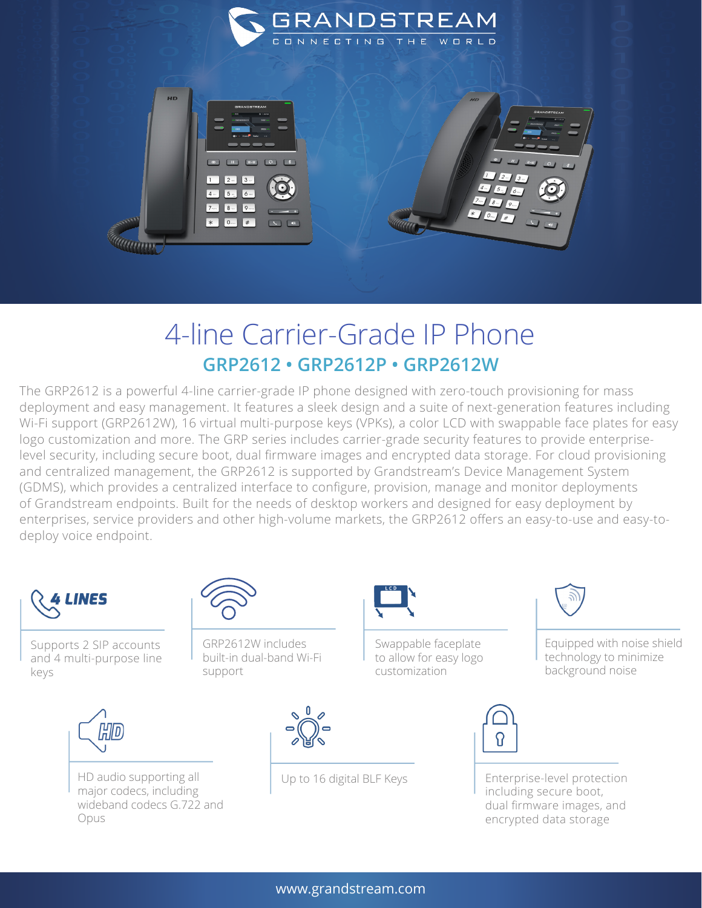# 4-line Carrier-Grade IP Phone

## GRP2612 • GRP2612P • GRP2612W

The GRP2612 is a powerful 4-line carrier-grade IP phone designed with zero-touch provisioning for mass deployment and easy management. It features a sleek design and a suite of next-generation features including Wi-Fi support (GRP2612W), 16 virtual multi-purpose keys (VPKs), a color LCD with swappable face plates for easy logo customization and more. The GRP series includes carrier-grade security features to provide enterprise-level security, including secure boot, dual firmware images and encrypted data storage. For cloud provisioning and centralized management, the GRP2612 is supported by Grandstream's Device Management System (GDMS), which provides a centralized interface to configure, provision, manage and monitor deployments of Grandstream endpoints. Built for the needs of desktop workers and designed for easy deployment by enterprises, service providers and other high-volume markets, the GRP2612 offers an easy-to-use and easy-to-deploy voice endpoint.

**4 LINES**

Supports 2 SIP accounts and 4 multi-purpose line keys

GRP2612W includes built-in dual-band Wi-Fi support

Swappable faceplate to allow for easy logo customization

Equipped with noise shield technology to minimize background noise

HD audio supporting all major codecs, including wideband codecs G.722 and Opus

Up to 16 digital BLF Keys

Enterprise-level protection including secure boot, dual firmware images, and encrypted data storage

www.grandstream.com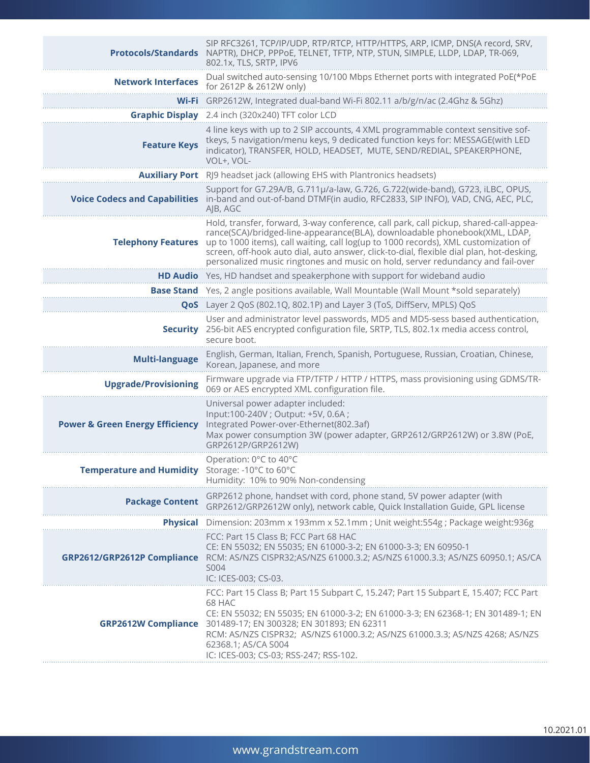| | |
|---|---|
| **Protocols/Standards** | SIP RFC3261, TCP/IP/UDP, RTP/RTCP, HTTP/HTTPS, ARP, ICMP, DNS(A record, SRV, NAPTR), DHCP, PPPoE, TELNET, TFTP, NTP, STUN, SIMPLE, LLDP, LDAP, TR-069, 802.1x, TLS, SRTP, IPV6 |
| **Network Interfaces** | Dual switched auto-sensing 10/100 Mbps Ethernet ports with integrated PoE(*PoE for 2612P & 2612W only) |
| **Wi-Fi** | GRP2612W, Integrated dual-band Wi-Fi 802.11 a/b/g/n/ac (2.4Ghz & 5Ghz) |
| **Graphic Display** | 2.4 inch (320x240) TFT color LCD |
| **Feature Keys** | 4 line keys with up to 2 SIP accounts, 4 XML programmable context sensitive sof-tkeys, 5 navigation/menu keys, 9 dedicated function keys for: MESSAGE(with LED indicator), TRANSFER, HOLD, HEADSET, MUTE, SEND/REDIAL, SPEAKERPHONE, VOL+, VOL- |
| **Auxiliary Port** | RJ9 headset jack (allowing EHS with Plantronics headsets) |
| **Voice Codecs and Capabilities** | Support for G7.29A/B, G.711µ/a-law, G.726, G.722(wide-band), G723, iLBC, OPUS, in-band and out-of-band DTMF(in audio, RFC2833, SIP INFO), VAD, CNG, AEC, PLC, AJB, AGC |
| **Telephony Features** | Hold, transfer, forward, 3-way conference, call park, call pickup, shared-call-appea-rance(SCA)/bridged-line-appearance(BLA), downloadable phonebook(XML, LDAP, up to 1000 items), call waiting, call log(up to 1000 records), XML customization of screen, off-hook auto dial, auto answer, click-to-dial, flexible dial plan, hot-desking, personalized music ringtones and music on hold, server redundancy and fail-over |
| **HD Audio** | Yes, HD handset and speakerphone with support for wideband audio |
| **Base Stand** | Yes, 2 angle positions available, Wall Mountable (Wall Mount *sold separately) |
| **QoS** | Layer 2 QoS (802.1Q, 802.1P) and Layer 3 (ToS, DiffServ, MPLS) QoS |
| **Security** | User and administrator level passwords, MD5 and MD5-sess based authentication, 256-bit AES encrypted configuration file, SRTP, TLS, 802.1x media access control, secure boot. |
| **Multi-language** | English, German, Italian, French, Spanish, Portuguese, Russian, Croatian, Chinese, Korean, Japanese, and more |
| **Upgrade/Provisioning** | Firmware upgrade via FTP/TFTP / HTTP / HTTPS, mass provisioning using GDMS/TR-069 or AES encrypted XML configuration file. |
| **Power & Green Energy Efficiency** | Universal power adapter included:<br>Input:100-240V ; Output: +5V, 0.6A ;<br>Integrated Power-over-Ethernet(802.3af)<br>Max power consumption 3W (power adapter, GRP2612/GRP2612W) or 3.8W (PoE, GRP2612P/GRP2612W) |
| **Temperature and Humidity** | Operation: 0°C to 40°C<br>Storage: -10°C to 60°C<br>Humidity: 10% to 90% Non-condensing |
| **Package Content** | GRP2612 phone, handset with cord, phone stand, 5V power adapter (with GRP2612/GRP2612W only), network cable, Quick Installation Guide, GPL license |
| **Physical** | Dimension: 203mm x 193mm x 52.1mm ; Unit weight:554g ; Package weight:936g |
| **GRP2612/GRP2612P Compliance** | FCC: Part 15 Class B; FCC Part 68 HAC<br>CE: EN 55032; EN 55035; EN 61000-3-2; EN 61000-3-3; EN 60950-1<br>RCM: AS/NZS CISPR32;AS/NZS 61000.3.2; AS/NZS 61000.3.3; AS/NZS 60950.1; AS/CA S004<br>IC: ICES-003; CS-03. |
| **GRP2612W Compliance** | FCC: Part 15 Class B; Part 15 Subpart C, 15.247; Part 15 Subpart E, 15.407; FCC Part 68 HAC<br>CE: EN 55032; EN 55035; EN 61000-3-2; EN 61000-3-3; EN 62368-1; EN 301489-1; EN 301489-17; EN 300328; EN 301893; EN 62311<br>RCM: AS/NZS CISPR32; AS/NZS 61000.3.2; AS/NZS 61000.3.3; AS/NZS 4268; AS/NZS 62368.1; AS/CA S004<br>IC: ICES-003; CS-03; RSS-247; RSS-102. |

10.2021.01

www.grandstream.com